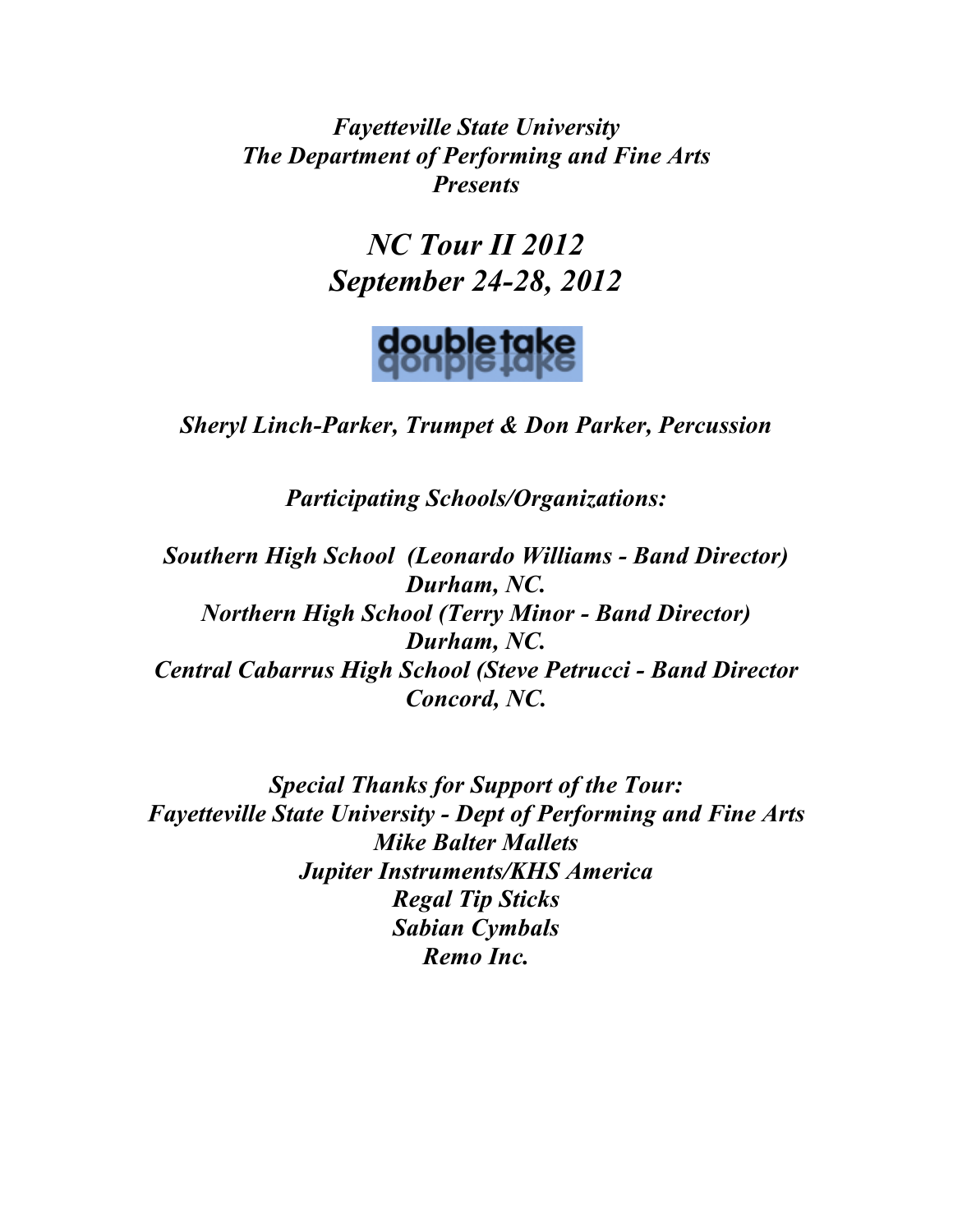*Fayetteville State University*
*The Department of Performing and Fine Arts*
*Presents*

# *NC Tour II 2012*
# *September 24-28, 2012*

doubletake

***Sheryl Linch-Parker, Trumpet & Don Parker, Percussion***

***Participating Schools/Organizations:***

***Southern High School (Leonardo Williams - Band Director)***
***Durham, NC.***
***Northern High School (Terry Minor - Band Director)***
***Durham, NC.***
***Central Cabarrus High School (Steve Petrucci - Band Director***
***Concord, NC.***

***Special Thanks for Support of the Tour:***
***Fayetteville State University - Dept of Performing and Fine Arts***
***Mike Balter Mallets***
***Jupiter Instruments/KHS America***
***Regal Tip Sticks***
***Sabian Cymbals***
***Remo Inc.***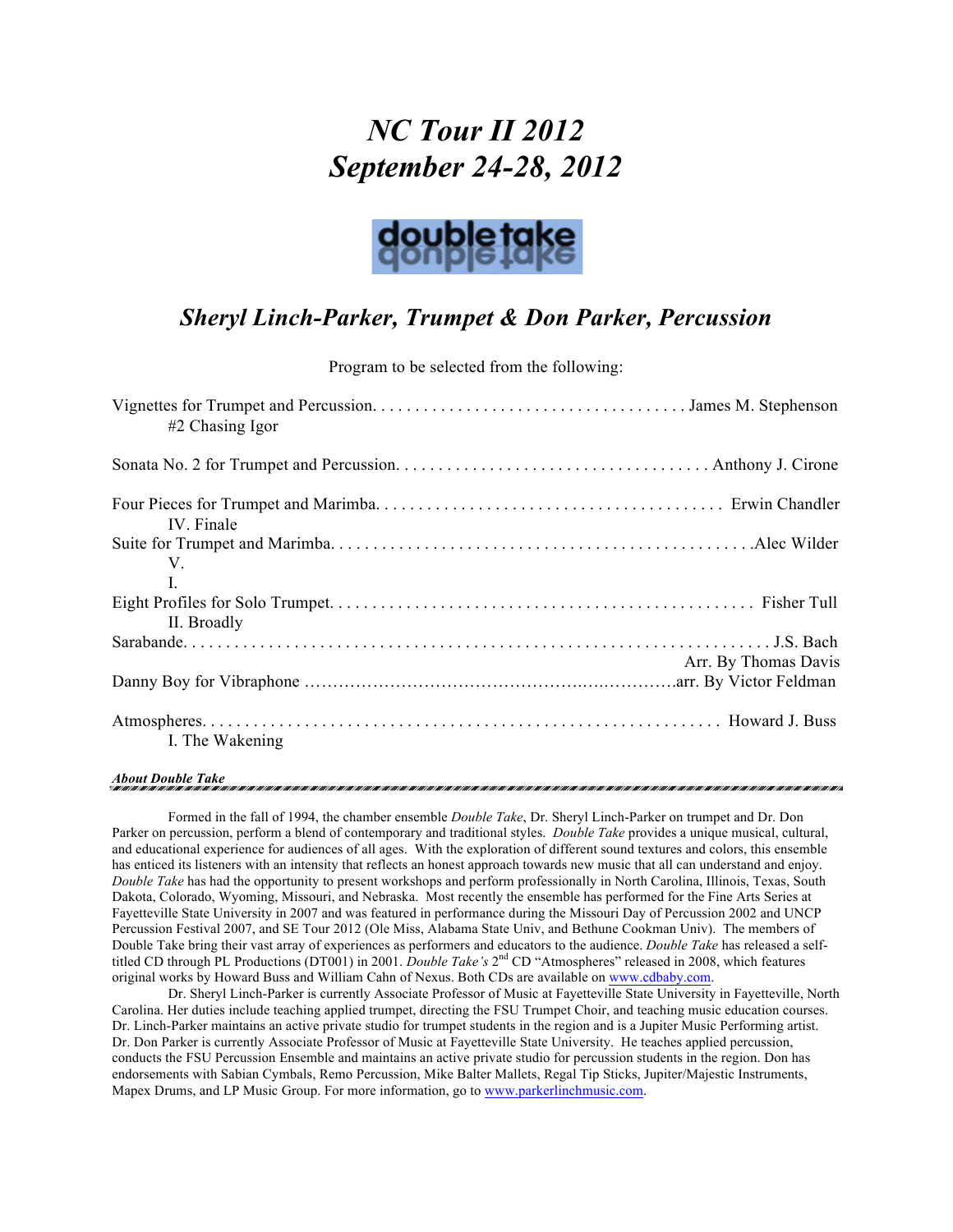# *NC Tour II 2012*
# *September 24-28, 2012*

doubletake

## *Sheryl Linch-Parker, Trumpet & Don Parker, Percussion*

Program to be selected from the following:

Vignettes for Trumpet and Percussion. . . . . . . . . . . . . . . . . . . . . . . . . . . . . . . . . . . . . James M. Stephenson
#2 Chasing Igor

Sonata No. 2 for Trumpet and Percussion. . . . . . . . . . . . . . . . . . . . . . . . . . . . . . . . . . . . Anthony J. Cirone

Four Pieces for Trumpet and Marimba. . . . . . . . . . . . . . . . . . . . . . . . . . . . . . . . . . . . . . . . Erwin Chandler
IV. Finale

Suite for Trumpet and Marimba. . . . . . . . . . . . . . . . . . . . . . . . . . . . . . . . . . . . . . . . . . . . . . . . .Alec Wilder
V.
I.

Eight Profiles for Solo Trumpet. . . . . . . . . . . . . . . . . . . . . . . . . . . . . . . . . . . . . . . . . . . . . . . . . Fisher Tull
II. Broadly

Sarabande. . . . . . . . . . . . . . . . . . . . . . . . . . . . . . . . . . . . . . . . . . . . . . . . . . . . . . . . . . . . . . . . . . J.S. Bach
Arr. By Thomas Davis

Danny Boy for Vibraphone ……………………………………….….………….arr. By Victor Feldman

Atmospheres. . . . . . . . . . . . . . . . . . . . . . . . . . . . . . . . . . . . . . . . . . . . . . . . . . . . . . . . . . . . Howard J. Buss
I. The Wakening

***About Double Take***

Formed in the fall of 1994, the chamber ensemble *Double Take*, Dr. Sheryl Linch-Parker on trumpet and Dr. Don Parker on percussion, perform a blend of contemporary and traditional styles. *Double Take* provides a unique musical, cultural, and educational experience for audiences of all ages. With the exploration of different sound textures and colors, this ensemble has enticed its listeners with an intensity that reflects an honest approach towards new music that all can understand and enjoy. *Double Take* has had the opportunity to present workshops and perform professionally in North Carolina, Illinois, Texas, South Dakota, Colorado, Wyoming, Missouri, and Nebraska. Most recently the ensemble has performed for the Fine Arts Series at Fayetteville State University in 2007 and was featured in performance during the Missouri Day of Percussion 2002 and UNCP Percussion Festival 2007, and SE Tour 2012 (Ole Miss, Alabama State Univ, and Bethune Cookman Univ). The members of Double Take bring their vast array of experiences as performers and educators to the audience. *Double Take* has released a self-titled CD through PL Productions (DT001) in 2001. *Double Take's* 2nd CD "Atmospheres" released in 2008, which features original works by Howard Buss and William Cahn of Nexus. Both CDs are available on www.cdbaby.com.

Dr. Sheryl Linch-Parker is currently Associate Professor of Music at Fayetteville State University in Fayetteville, North Carolina. Her duties include teaching applied trumpet, directing the FSU Trumpet Choir, and teaching music education courses. Dr. Linch-Parker maintains an active private studio for trumpet students in the region and is a Jupiter Music Performing artist. Dr. Don Parker is currently Associate Professor of Music at Fayetteville State University. He teaches applied percussion, conducts the FSU Percussion Ensemble and maintains an active private studio for percussion students in the region. Don has endorsements with Sabian Cymbals, Remo Percussion, Mike Balter Mallets, Regal Tip Sticks, Jupiter/Majestic Instruments, Mapex Drums, and LP Music Group. For more information, go to www.parkerlinchmusic.com.